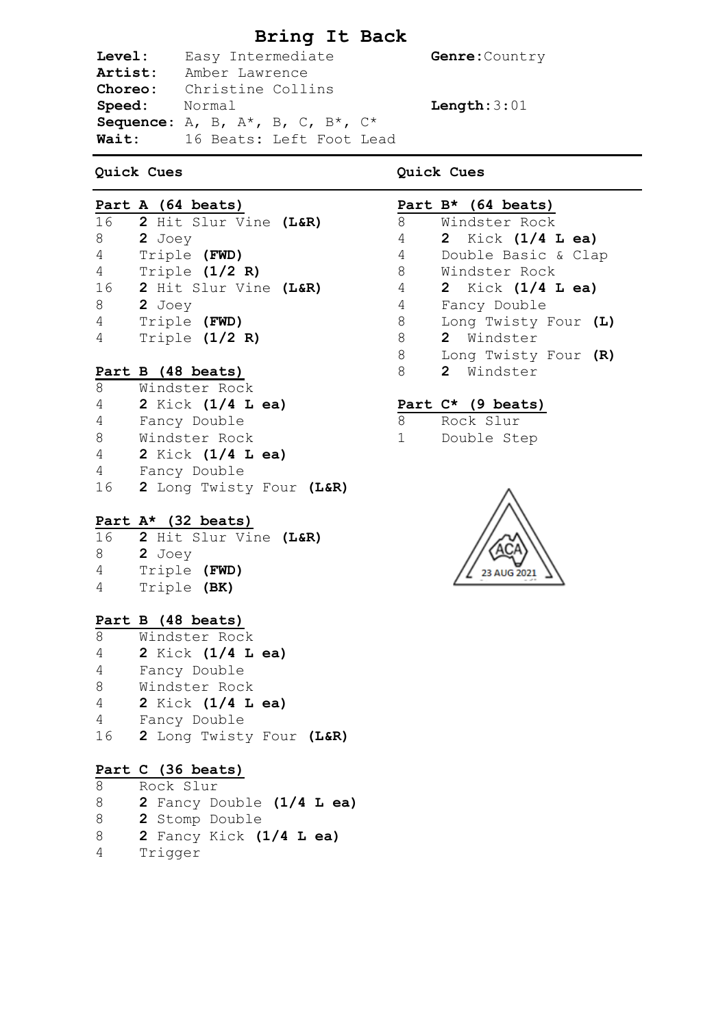# Bring It Back

**Level:** Easy Intermediate  
**Genre:** Country  
**Artist:** Amber Lawrence  
**Choreo:** Christine Collins  
**Speed:** Normal  
**Length:** 3:01  
**Sequence:** A, B, A*, B, C, B*, C*  
**Wait:** 16 Beats: Left Foot Lead

## Quick Cues

### Part A (64 beats)

16 **2** Hit Slur Vine **(L&R)**  
8 **2** Joey  
4 Triple **(FWD)**  
4 Triple **(1/2 R)**  
16 **2** Hit Slur Vine **(L&R)**  
8 **2** Joey  
4 Triple **(FWD)**  
4 Triple **(1/2 R)**

### Part B (48 beats)

8 Windster Rock  
4 **2** Kick **(1/4 L ea)**  
4 Fancy Double  
8 Windster Rock  
4 **2** Kick **(1/4 L ea)**  
4 Fancy Double  
16 **2** Long Twisty Four **(L&R)**

### Part A* (32 beats)

16 **2** Hit Slur Vine **(L&R)**  
8 **2** Joey  
4 Triple **(FWD)**  
4 Triple **(BK)**

### Part B (48 beats)

8 Windster Rock  
4 **2** Kick **(1/4 L ea)**  
4 Fancy Double  
8 Windster Rock  
4 **2** Kick **(1/4 L ea)**  
4 Fancy Double  
16 **2** Long Twisty Four **(L&R)**

### Part C (36 beats)

8 Rock Slur  
8 **2** Fancy Double **(1/4 L ea)**  
8 **2** Stomp Double  
8 **2** Fancy Kick **(1/4 L ea)**  
4 Trigger

## Quick Cues

### Part B* (64 beats)

8 Windster Rock  
4 **2** Kick **(1/4 L ea)**  
4 Double Basic & Clap  
8 Windster Rock  
4 **2** Kick **(1/4 L ea)**  
4 Fancy Double  
8 Long Twisty Four **(L)**  
8 **2** Windster  
8 Long Twisty Four **(R)**  
8 **2** Windster

### Part C* (9 beats)

8 Rock Slur  
1 Double Step

ACA 23 AUG 2021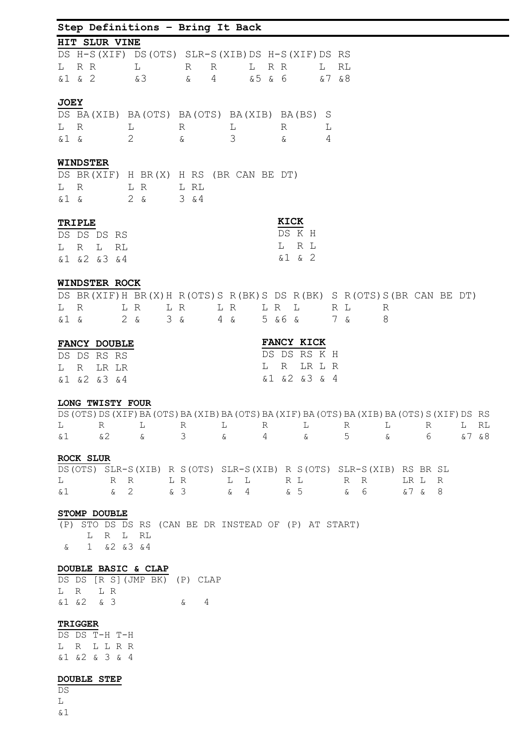## Step Definitions – Bring It Back

### HIT SLUR VINE

```
DS H-S(XIF) DS(OTS) SLR-S(XIB)DS H-S(XIF)DS RS
L  R R       L        R   R      L  R R      L  RL
&1 & 2       &3       &   4      &5 & 6      &7 &8
```

### JOEY

```
DS BA(XIB) BA(OTS) BA(OTS) BA(XIB) BA(BS) S
L  R       L       R       L       R      L
&1 &       2       &       3       &      4
```

### WINDSTER

```
DS BR(XIF) H BR(X) H RS (BR CAN BE DT)
L  R       L R     L RL
&1 &       2 &     3 &4
```

### TRIPLE

```
DS DS DS RS
L  R  L  RL
&1 &2 &3 &4
```

### KICK

```
DS K H
L  R L
&1 & 2
```

### WINDSTER ROCK

```
DS BR(XIF)H BR(X)H R(OTS)S R(BK)S DS R(BK)  S R(OTS)S(BR CAN BE DT)
L  R        L R    L R     L R    L R L     R L     R
&1 &        2 &    3 &     4 &    5 &6 &    7 &     8
```

### FANCY DOUBLE

```
DS DS RS RS
L  R  LR LR
&1 &2 &3 &4
```

### FANCY KICK

```
DS DS RS K H
L  R  LR L R
&1 &2 &3 & 4
```

### LONG TWISTY FOUR

```
DS(OTS)DS(XIF)BA(OTS)BA(XIB)BA(OTS)BA(XIF)BA(OTS)BA(XIB)BA(OTS)S(XIF)DS RS
L      R      L      R      L      R      L      R      L      R     L  RL
&1     &2     &      3      &      4      &      5      &      6     &7 &8
```

### ROCK SLUR

```
DS(OTS) SLR-S(XIB) R S(OTS) SLR-S(XIB) R S(OTS) SLR-S(XIB) RS BR SL
L         R R      L R        L L      R L        R R      LR L  R
&1        & 2      & 3        & 4      & 5        & 6      &7 &  8
```

### STOMP DOUBLE

```
(P) STO DS DS RS (CAN BE DR INSTEAD OF (P) AT START)
     L  R  L  RL
 &   1  &2 &3 &4
```

### DOUBLE BASIC & CLAP

```
DS DS [R S](JMP BK) (P) CLAP
L  R   L R
&1 &2  & 3           &   4
```

### TRIGGER

```
DS DS T-H T-H
L  R  L L R R
&1 &2 & 3 & 4
```

### DOUBLE STEP

```
DS
L
&1
```